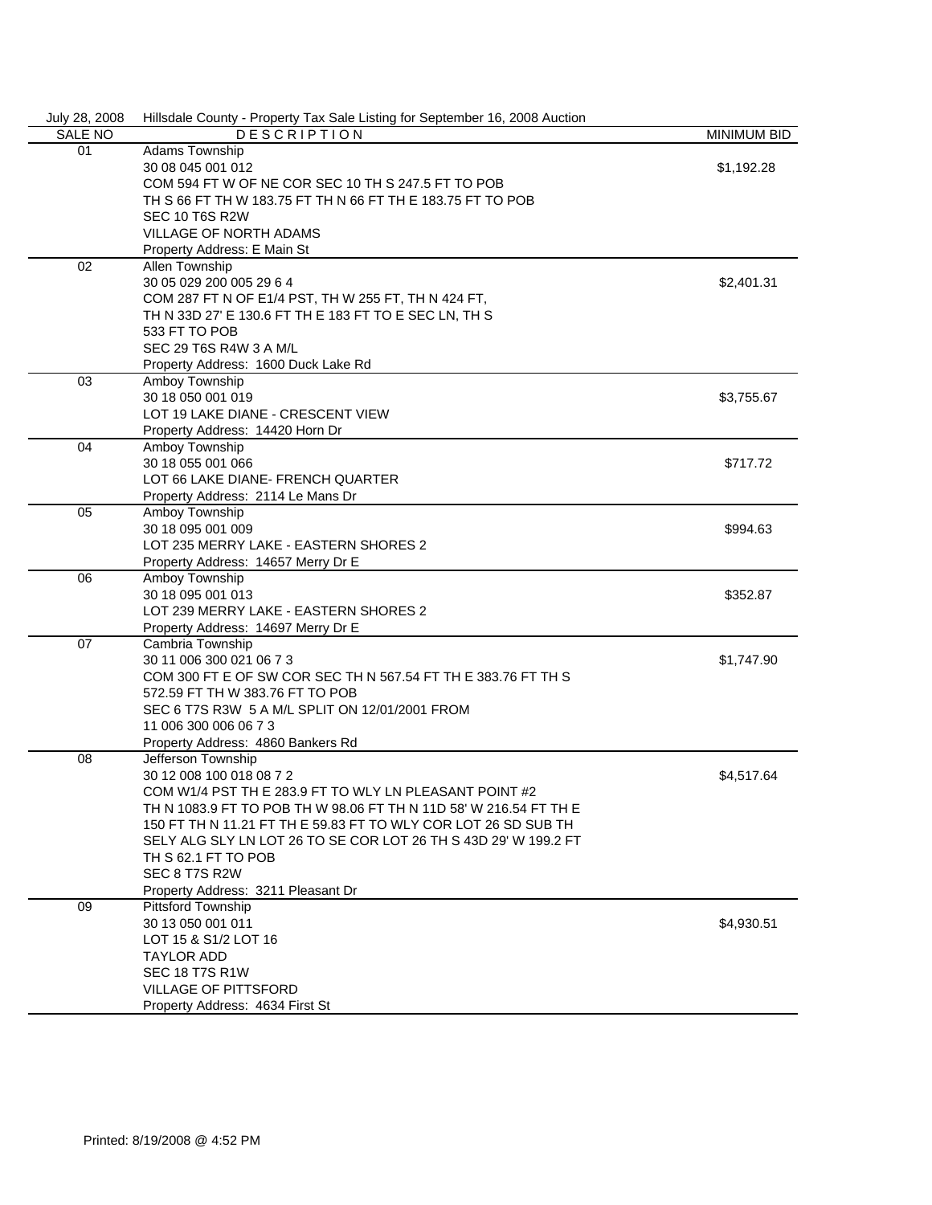July 28, 2008 — Hillsdale County - Property Tax Sale Listing for September 16, 2008 Auction

| SALE NO | DESCRIPTION | MINIMUM BID |
|---|---|---|
| 01 | Adams Township<br>30 08 045 001 012<br>COM 594 FT W OF NE COR SEC 10 TH S 247.5 FT TO POB<br>TH S 66 FT TH W 183.75 FT TH N 66 FT TH E 183.75 FT TO POB<br>SEC 10 T6S R2W<br>VILLAGE OF NORTH ADAMS<br>Property Address: E Main St | $1,192.28 |
| 02 | Allen Township<br>30 05 029 200 005 29 6 4<br>COM 287 FT N OF E1/4 PST, TH W 255 FT, TH N 424 FT,<br>TH N 33D 27' E 130.6 FT TH E 183 FT TO E SEC LN, TH S<br>533 FT TO POB<br>SEC 29 T6S R4W 3 A M/L<br>Property Address: 1600 Duck Lake Rd | $2,401.31 |
| 03 | Amboy Township<br>30 18 050 001 019<br>LOT 19 LAKE DIANE - CRESCENT VIEW<br>Property Address: 14420 Horn Dr | $3,755.67 |
| 04 | Amboy Township<br>30 18 055 001 066<br>LOT 66 LAKE DIANE- FRENCH QUARTER<br>Property Address: 2114 Le Mans Dr | $717.72 |
| 05 | Amboy Township<br>30 18 095 001 009<br>LOT 235 MERRY LAKE - EASTERN SHORES 2<br>Property Address: 14657 Merry Dr E | $994.63 |
| 06 | Amboy Township<br>30 18 095 001 013<br>LOT 239 MERRY LAKE - EASTERN SHORES 2<br>Property Address: 14697 Merry Dr E | $352.87 |
| 07 | Cambria Township<br>30 11 006 300 021 06 7 3<br>COM 300 FT E OF SW COR SEC TH N 567.54 FT TH E 383.76 FT TH S<br>572.59 FT TH W 383.76 FT TO POB<br>SEC 6 T7S R3W 5 A M/L SPLIT ON 12/01/2001 FROM<br>11 006 300 006 06 7 3<br>Property Address: 4860 Bankers Rd | $1,747.90 |
| 08 | Jefferson Township<br>30 12 008 100 018 08 7 2<br>COM W1/4 PST TH E 283.9 FT TO WLY LN PLEASANT POINT #2<br>TH N 1083.9 FT TO POB TH W 98.06 FT TH N 11D 58' W 216.54 FT TH E<br>150 FT TH N 11.21 FT TH E 59.83 FT TO WLY COR LOT 26 SD SUB TH<br>SELY ALG SLY LN LOT 26 TO SE COR LOT 26 TH S 43D 29' W 199.2 FT<br>TH S 62.1 FT TO POB<br>SEC 8 T7S R2W<br>Property Address: 3211 Pleasant Dr | $4,517.64 |
| 09 | Pittsford Township<br>30 13 050 001 011<br>LOT 15 & S1/2 LOT 16<br>TAYLOR ADD<br>SEC 18 T7S R1W<br>VILLAGE OF PITTSFORD<br>Property Address: 4634 First St | $4,930.51 |

Printed: 8/19/2008 @ 4:52 PM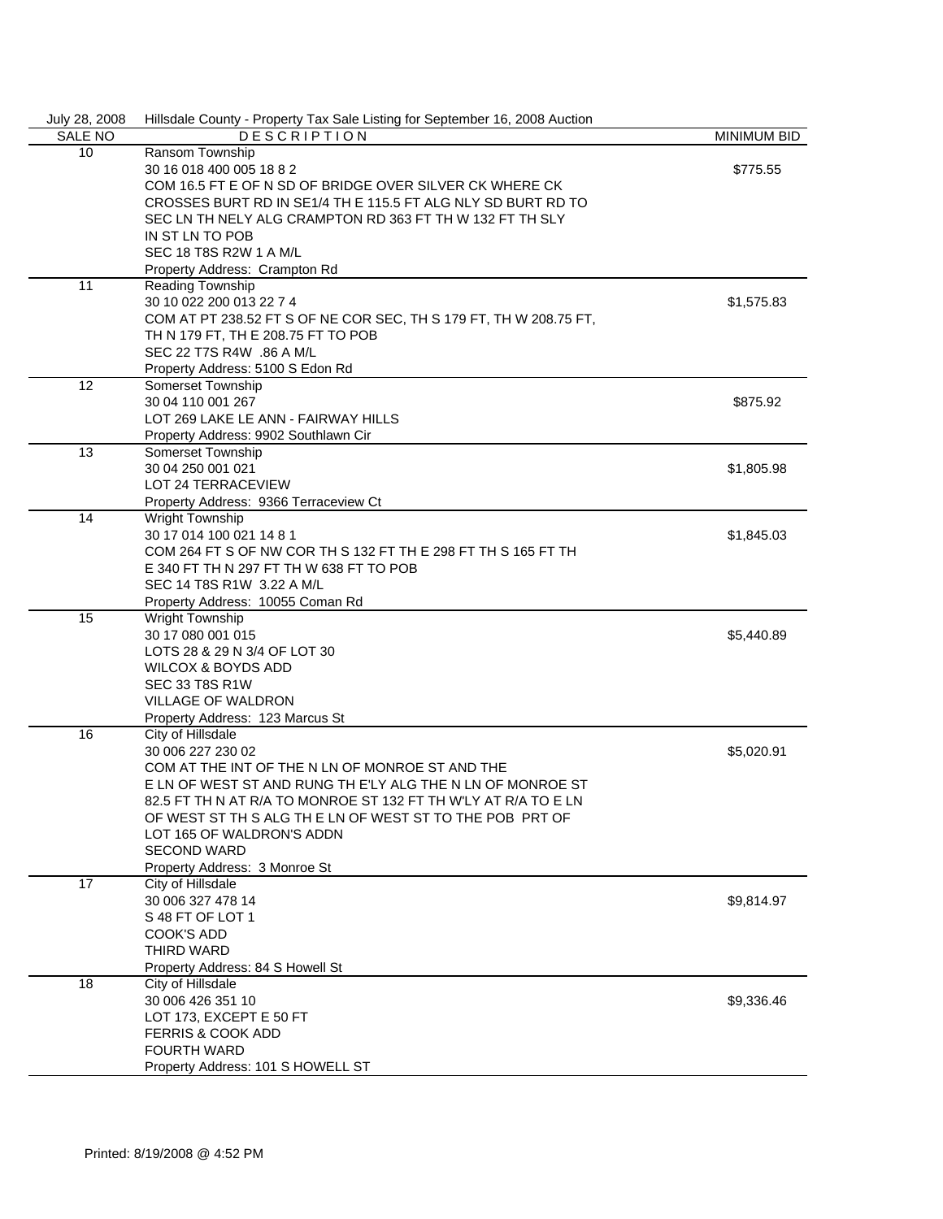July 28, 2008 Hillsdale County - Property Tax Sale Listing for September 16, 2008 Auction

| SALE NO | DESCRIPTION | MINIMUM BID |
|---|---|---|
| 10 | Ransom Township<br>30 16 018 400 005 18 8 2<br>COM 16.5 FT E OF N SD OF BRIDGE OVER SILVER CK WHERE CK CROSSES BURT RD IN SE1/4 TH E 115.5 FT ALG NLY SD BURT RD TO SEC LN TH NELY ALG CRAMPTON RD 363 FT TH W 132 FT TH SLY IN ST LN TO POB<br>SEC 18 T8S R2W 1 A M/L<br>Property Address: Crampton Rd | $775.55 |
| 11 | Reading Township<br>30 10 022 200 013 22 7 4<br>COM AT PT 238.52 FT S OF NE COR SEC, TH S 179 FT, TH W 208.75 FT, TH N 179 FT, TH E 208.75 FT TO POB<br>SEC 22 T7S R4W .86 A M/L<br>Property Address: 5100 S Edon Rd | $1,575.83 |
| 12 | Somerset Township<br>30 04 110 001 267<br>LOT 269 LAKE LE ANN - FAIRWAY HILLS<br>Property Address: 9902 Southlawn Cir | $875.92 |
| 13 | Somerset Township<br>30 04 250 001 021<br>LOT 24 TERRACEVIEW<br>Property Address: 9366 Terraceview Ct | $1,805.98 |
| 14 | Wright Township<br>30 17 014 100 021 14 8 1<br>COM 264 FT S OF NW COR TH S 132 FT TH E 298 FT TH S 165 FT TH E 340 FT TH N 297 FT TH W 638 FT TO POB<br>SEC 14 T8S R1W 3.22 A M/L<br>Property Address: 10055 Coman Rd | $1,845.03 |
| 15 | Wright Township<br>30 17 080 001 015<br>LOTS 28 & 29 N 3/4 OF LOT 30<br>WILCOX & BOYDS ADD<br>SEC 33 T8S R1W<br>VILLAGE OF WALDRON<br>Property Address: 123 Marcus St | $5,440.89 |
| 16 | City of Hillsdale<br>30 006 227 230 02<br>COM AT THE INT OF THE N LN OF MONROE ST AND THE E LN OF WEST ST AND RUNG TH E'LY ALG THE N LN OF MONROE ST 82.5 FT TH N AT R/A TO MONROE ST 132 FT TH W'LY AT R/A TO E LN OF WEST ST TH S ALG TH E LN OF WEST ST TO THE POB PRT OF LOT 165 OF WALDRON'S ADDN<br>SECOND WARD<br>Property Address: 3 Monroe St | $5,020.91 |
| 17 | City of Hillsdale<br>30 006 327 478 14<br>S 48 FT OF LOT 1<br>COOK'S ADD<br>THIRD WARD<br>Property Address: 84 S Howell St | $9,814.97 |
| 18 | City of Hillsdale<br>30 006 426 351 10<br>LOT 173, EXCEPT E 50 FT<br>FERRIS & COOK ADD<br>FOURTH WARD<br>Property Address: 101 S HOWELL ST | $9,336.46 |

Printed: 8/19/2008 @ 4:52 PM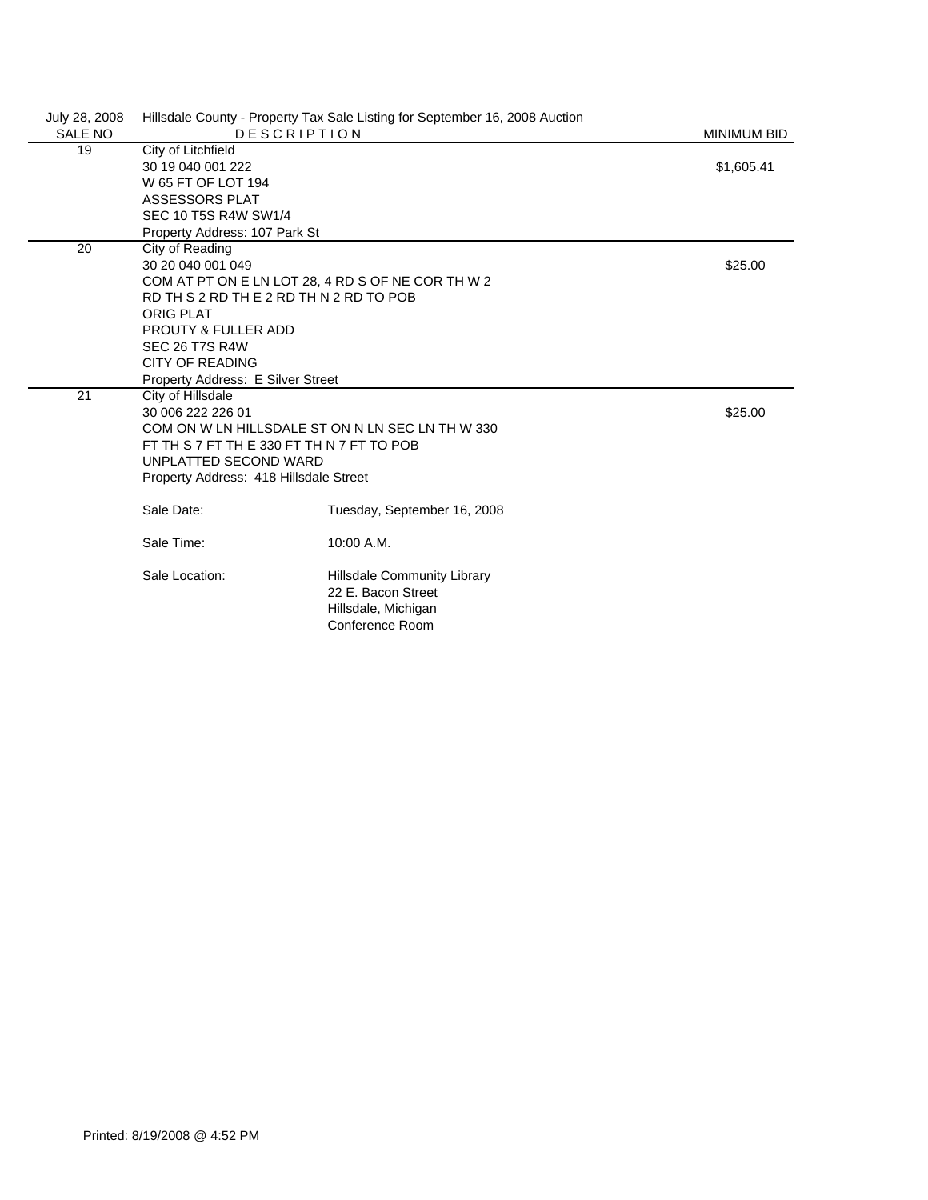July 28, 2008 Hillsdale County - Property Tax Sale Listing for September 16, 2008 Auction

| SALE NO | DESCRIPTION | MINIMUM BID |
|---|---|---|
| 19 | City of Litchfield<br>30 19 040 001 222<br>W 65 FT OF LOT 194<br>ASSESSORS PLAT<br>SEC 10 T5S R4W SW1/4<br>Property Address: 107 Park St | $1,605.41 |
| 20 | City of Reading<br>30 20 040 001 049<br>COM AT PT ON E LN LOT 28, 4 RD S OF NE COR TH W 2 RD TH S 2 RD TH E 2 RD TH N 2 RD TO POB<br>ORIG PLAT<br>PROUTY & FULLER ADD<br>SEC 26 T7S R4W<br>CITY OF READING<br>Property Address: E Silver Street | $25.00 |
| 21 | City of Hillsdale<br>30 006 222 226 01<br>COM ON W LN HILLSDALE ST ON N LN SEC LN TH W 330 FT TH S 7 FT TH E 330 FT TH N 7 FT TO POB<br>UNPLATTED SECOND WARD<br>Property Address: 418 Hillsdale Street | $25.00 |

| | |
|---|---|
| Sale Date: | Tuesday, September 16, 2008 |
| Sale Time: | 10:00 A.M. |
| Sale Location: | Hillsdale Community Library<br>22 E. Bacon Street<br>Hillsdale, Michigan<br>Conference Room |

Printed: 8/19/2008 @ 4:52 PM